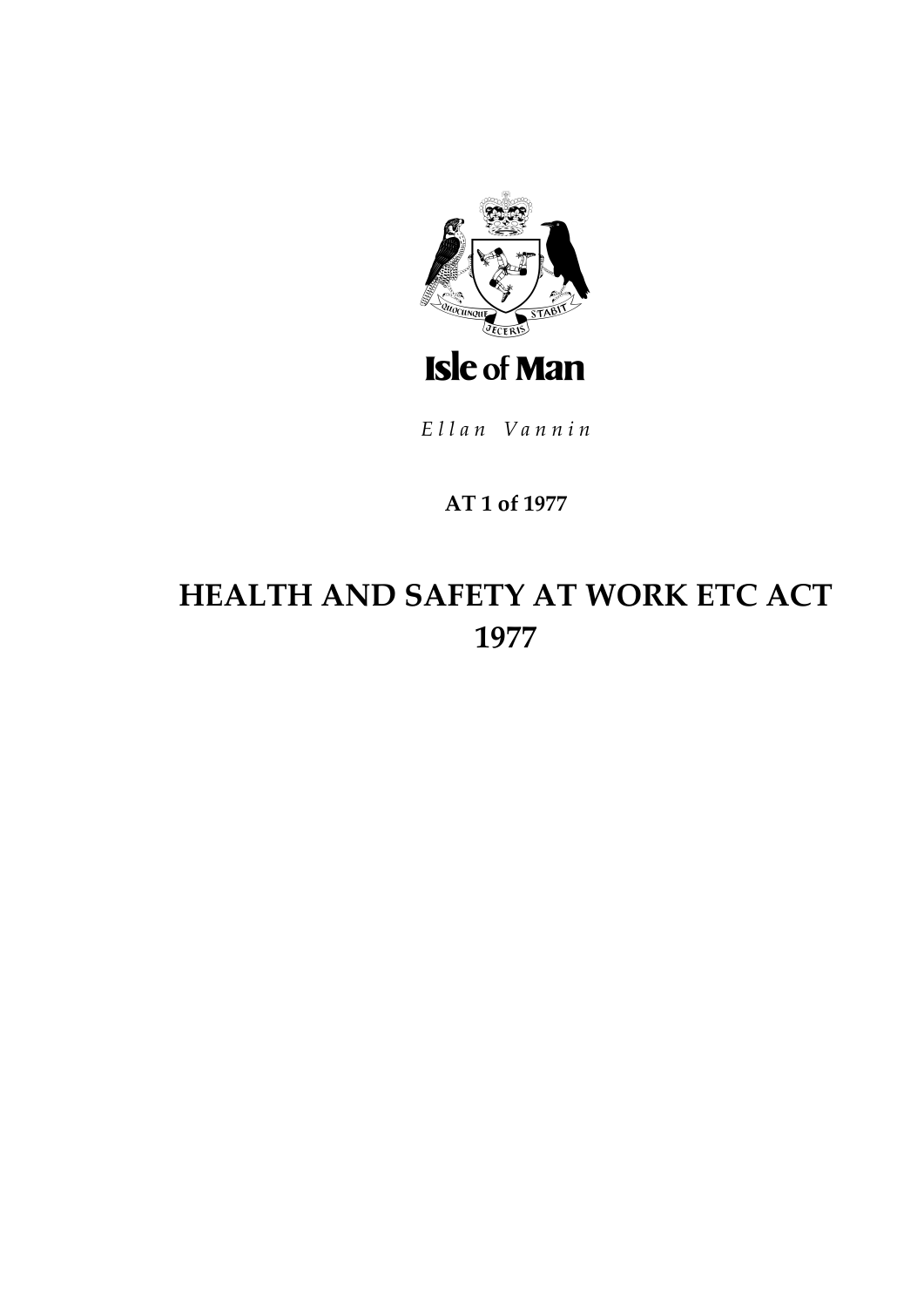Isle of Man

*Ellan Vannin*

**AT 1 of 1977**

# HEALTH AND SAFETY AT WORK ETC ACT 1977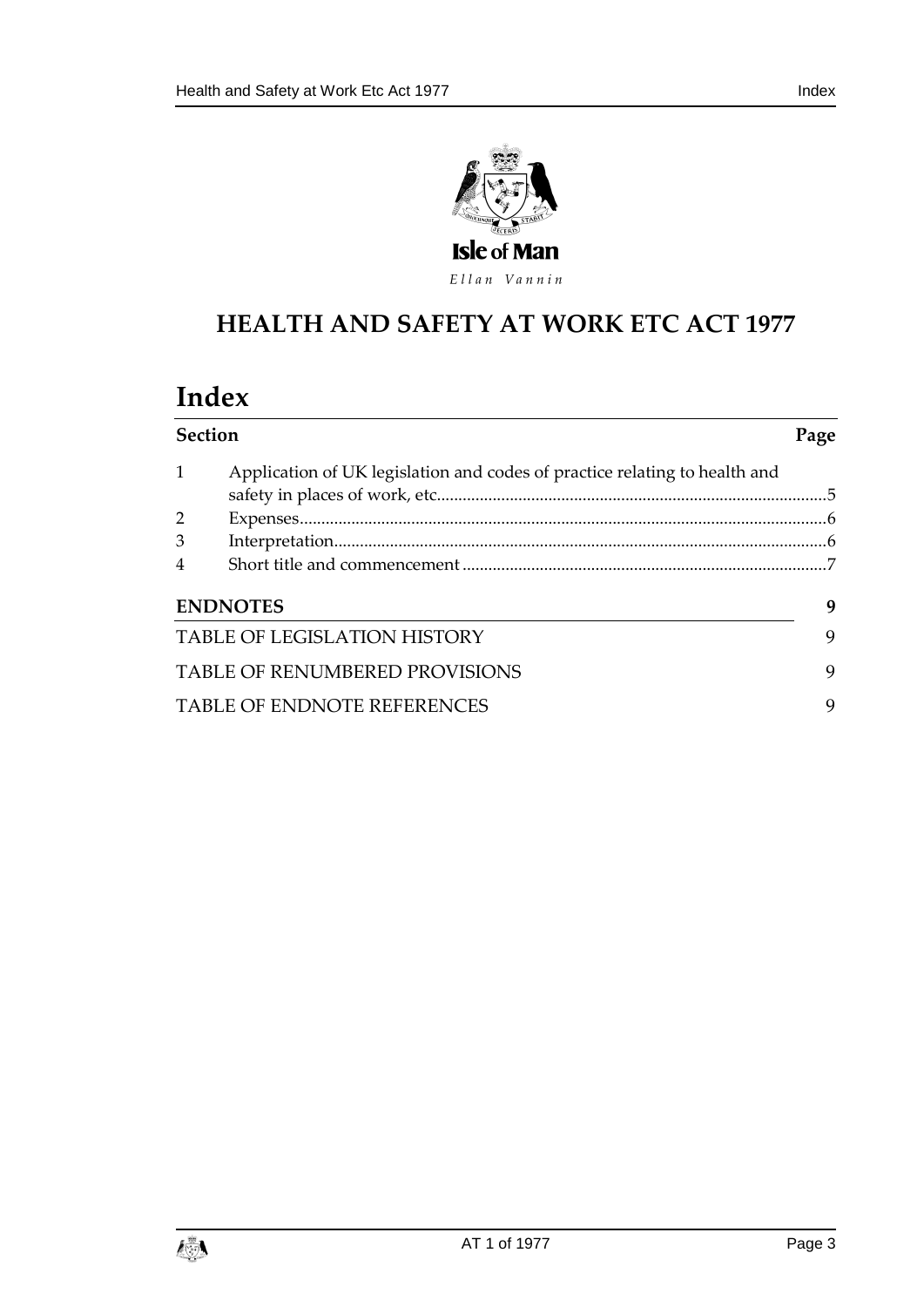Isle of Man

*Ellan Vannin*

# HEALTH AND SAFETY AT WORK ETC ACT 1977

# Index

| Section | | Page |
|---|---|---|
| 1 | Application of UK legislation and codes of practice relating to health and safety in places of work, etc. | 5 |
| 2 | Expenses | 6 |
| 3 | Interpretation | 6 |
| 4 | Short title and commencement | 7 |

**ENDNOTES** 9

TABLE OF LEGISLATION HISTORY 9

TABLE OF RENUMBERED PROVISIONS 9

TABLE OF ENDNOTE REFERENCES 9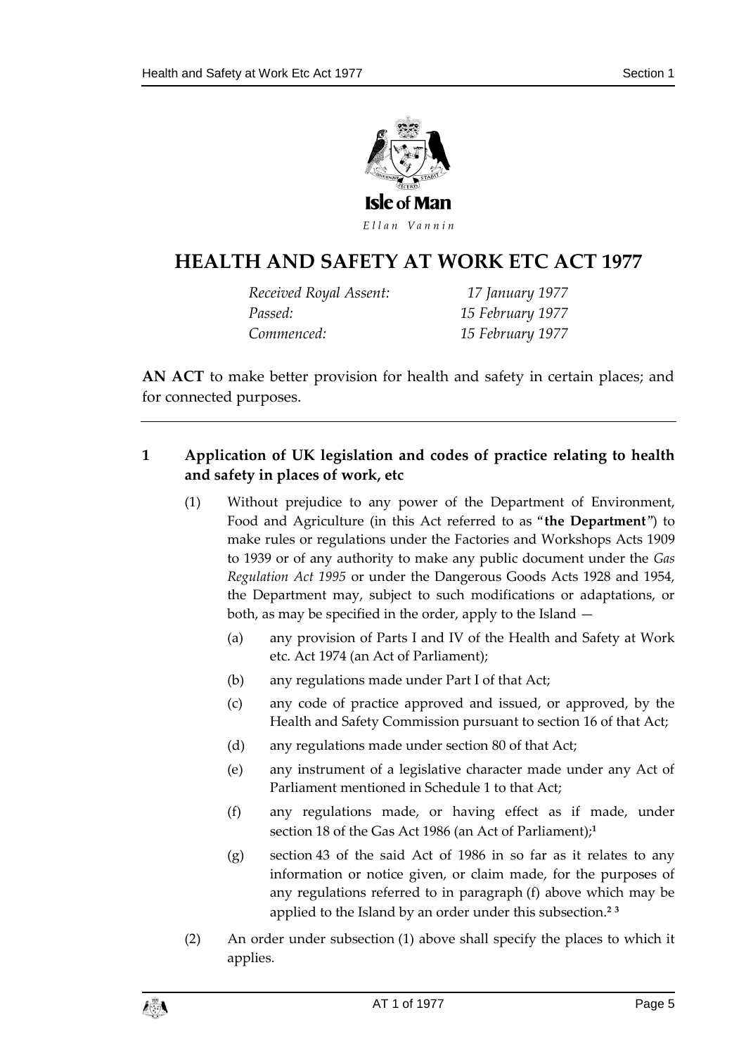Isle of Man

*Ellan Vannin*

# HEALTH AND SAFETY AT WORK ETC ACT 1977

| | |
|---|---|
| *Received Royal Assent:* | *17 January 1977* |
| *Passed:* | *15 February 1977* |
| *Commenced:* | *15 February 1977* |

**AN ACT** to make better provision for health and safety in certain places; and for connected purposes.

## 1 Application of UK legislation and codes of practice relating to health and safety in places of work, etc

(1) Without prejudice to any power of the Department of Environment, Food and Agriculture (in this Act referred to as "**the Department**") to make rules or regulations under the Factories and Workshops Acts 1909 to 1939 or of any authority to make any public document under the *Gas Regulation Act 1995* or under the Dangerous Goods Acts 1928 and 1954, the Department may, subject to such modifications or adaptations, or both, as may be specified in the order, apply to the Island —

(a) any provision of Parts I and IV of the Health and Safety at Work etc. Act 1974 (an Act of Parliament);

(b) any regulations made under Part I of that Act;

(c) any code of practice approved and issued, or approved, by the Health and Safety Commission pursuant to section 16 of that Act;

(d) any regulations made under section 80 of that Act;

(e) any instrument of a legislative character made under any Act of Parliament mentioned in Schedule 1 to that Act;

(f) any regulations made, or having effect as if made, under section 18 of the Gas Act 1986 (an Act of Parliament);[1]

(g) section 43 of the said Act of 1986 in so far as it relates to any information or notice given, or claim made, for the purposes of any regulations referred to in paragraph (f) above which may be applied to the Island by an order under this subsection.[2] [3]

(2) An order under subsection (1) above shall specify the places to which it applies.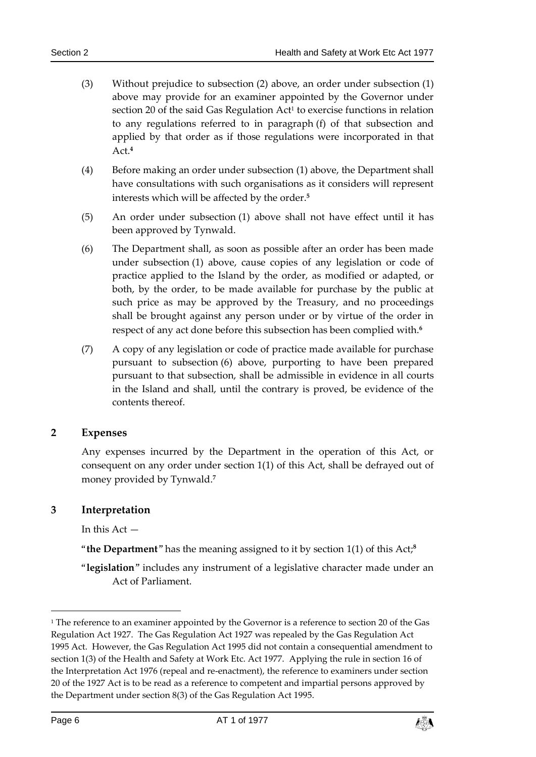(3) Without prejudice to subsection (2) above, an order under subsection (1) above may provide for an examiner appointed by the Governor under section 20 of the said Gas Regulation Act[1] to exercise functions in relation to any regulations referred to in paragraph (f) of that subsection and applied by that order as if those regulations were incorporated in that Act.[4]

(4) Before making an order under subsection (1) above, the Department shall have consultations with such organisations as it considers will represent interests which will be affected by the order.[5]

(5) An order under subsection (1) above shall not have effect until it has been approved by Tynwald.

(6) The Department shall, as soon as possible after an order has been made under subsection (1) above, cause copies of any legislation or code of practice applied to the Island by the order, as modified or adapted, or both, by the order, to be made available for purchase by the public at such price as may be approved by the Treasury, and no proceedings shall be brought against any person under or by virtue of the order in respect of any act done before this subsection has been complied with.[6]

(7) A copy of any legislation or code of practice made available for purchase pursuant to subsection (6) above, purporting to have been prepared pursuant to that subsection, shall be admissible in evidence in all courts in the Island and shall, until the contrary is proved, be evidence of the contents thereof.

## 2 Expenses

Any expenses incurred by the Department in the operation of this Act, or consequent on any order under section 1(1) of this Act, shall be defrayed out of money provided by Tynwald.[7]

## 3 Interpretation

In this Act —

"**the Department**" has the meaning assigned to it by section 1(1) of this Act;[8]

"**legislation**" includes any instrument of a legislative character made under an Act of Parliament.

---

[1] The reference to an examiner appointed by the Governor is a reference to section 20 of the Gas Regulation Act 1927. The Gas Regulation Act 1927 was repealed by the Gas Regulation Act 1995 Act. However, the Gas Regulation Act 1995 did not contain a consequential amendment to section 1(3) of the Health and Safety at Work Etc. Act 1977. Applying the rule in section 16 of the Interpretation Act 1976 (repeal and re-enactment), the reference to examiners under section 20 of the 1927 Act is to be read as a reference to competent and impartial persons approved by the Department under section 8(3) of the Gas Regulation Act 1995.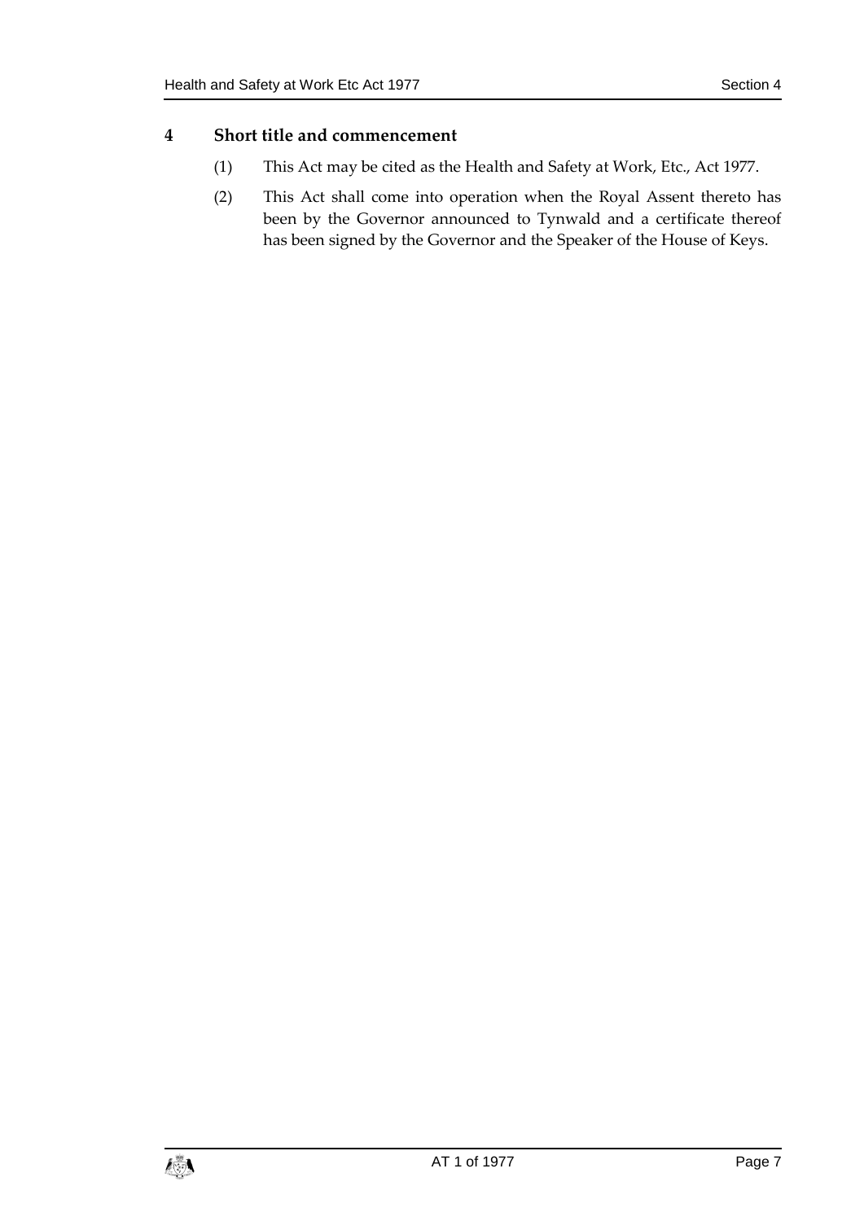## 4 Short title and commencement

(1) This Act may be cited as the Health and Safety at Work, Etc., Act 1977.

(2) This Act shall come into operation when the Royal Assent thereto has been by the Governor announced to Tynwald and a certificate thereof has been signed by the Governor and the Speaker of the House of Keys.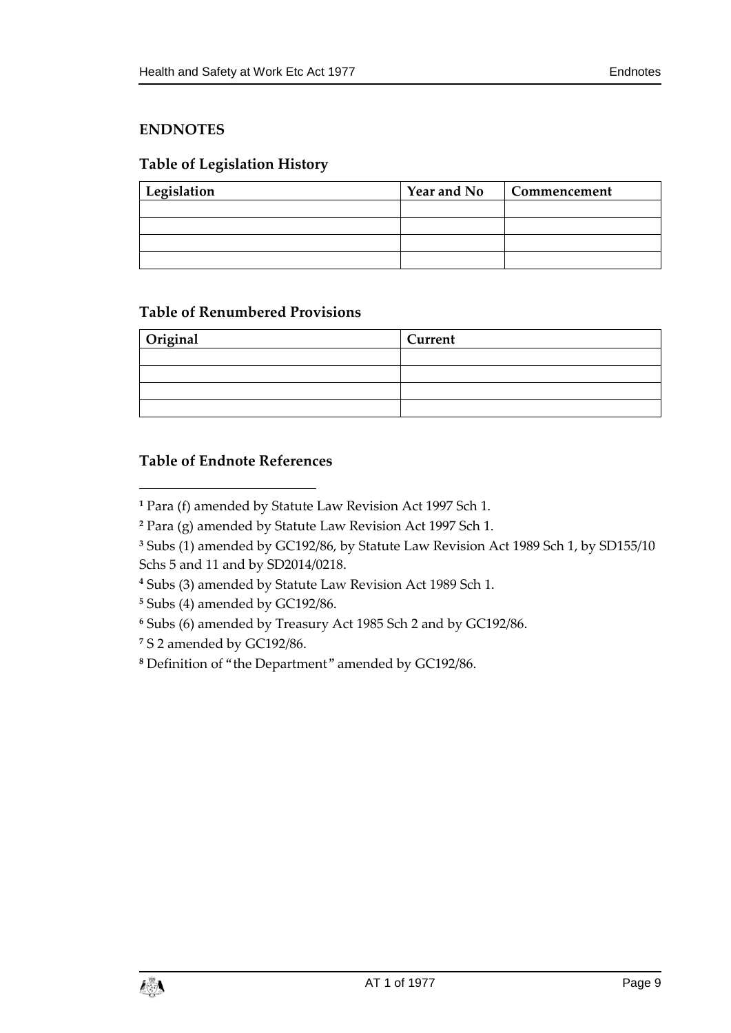## ENDNOTES

### Table of Legislation History

| Legislation | Year and No | Commencement |
|---|---|---|
| | | |
| | | |
| | | |
| | | |

### Table of Renumbered Provisions

| Original | Current |
|---|---|
| | |
| | |
| | |
| | |

### Table of Endnote References

[1] Para (f) amended by Statute Law Revision Act 1997 Sch 1.

[2] Para (g) amended by Statute Law Revision Act 1997 Sch 1.

[3] Subs (1) amended by GC192/86, by Statute Law Revision Act 1989 Sch 1, by SD155/10 Schs 5 and 11 and by SD2014/0218.

[4] Subs (3) amended by Statute Law Revision Act 1989 Sch 1.

[5] Subs (4) amended by GC192/86.

[6] Subs (6) amended by Treasury Act 1985 Sch 2 and by GC192/86.

[7] S 2 amended by GC192/86.

[8] Definition of "the Department" amended by GC192/86.